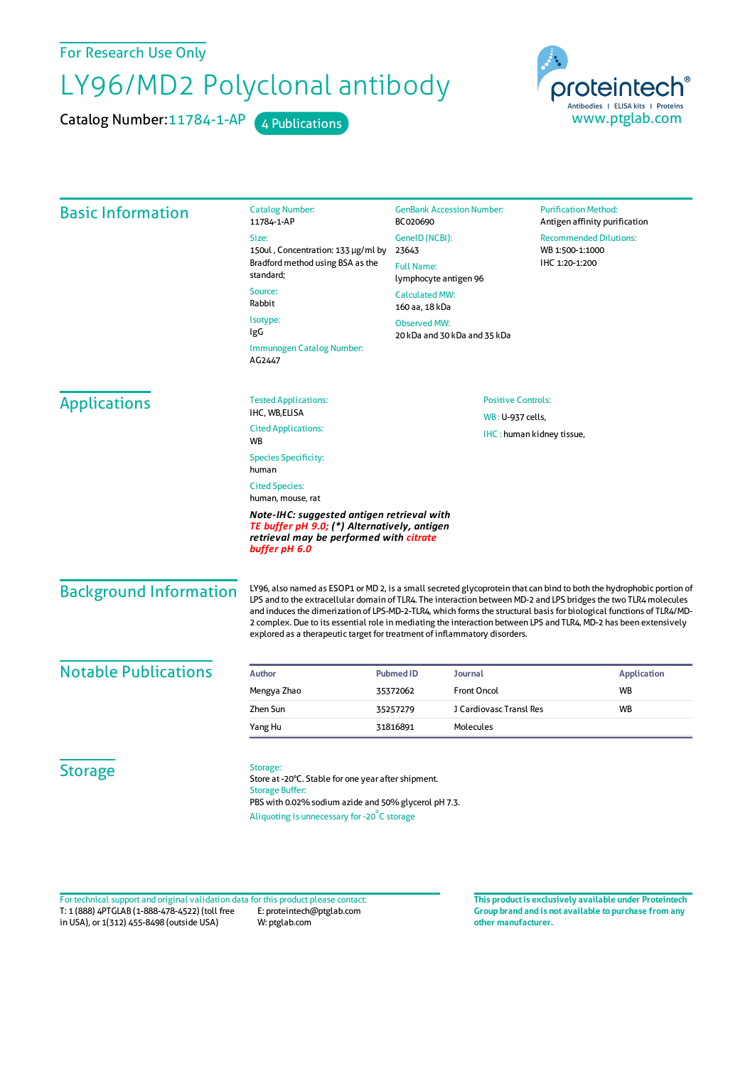For Research Use Only

# LY96/MD2 Polyclonal antibody

Catalog Number: 11784-1-AP    4 Publications

proteintech® Antibodies | ELISA kits | Proteins
www.ptglab.com

## Basic Information

Catalog Number:
11784-1-AP

Size:
150ul , Concentration: 133 μg/ml by Bradford method using BSA as the standard;

Source:
Rabbit

Isotype:
IgG

Immunogen Catalog Number:
AG2447

GenBank Accession Number:
BC020690

GeneID (NCBI):
23643

Full Name:
lymphocyte antigen 96

Calculated MW:
160 aa, 18 kDa

Observed MW:
20 kDa and 30 kDa and 35 kDa

Purification Method:
Antigen affinity purification

Recommended Dilutions:
WB 1:500-1:1000
IHC 1:20-1:200

## Applications

Tested Applications:
IHC, WB,ELISA

Cited Applications:
WB

Species Specificity:
human

Cited Species:
human, mouse, rat

***Note-IHC: suggested antigen retrieval with TE buffer pH 9.0; (\*) Alternatively, antigen retrieval may be performed with citrate buffer pH 6.0***

Positive Controls:

WB : U-937 cells,

IHC : human kidney tissue,

## Background Information

LY96, also named as ESOP1 or MD 2, is a small secreted glycoprotein that can bind to both the hydrophobic portion of LPS and to the extracellular domain of TLR4. The interaction between MD-2 and LPS bridges the two TLR4 molecules and induces the dimerization of LPS-MD-2-TLR4, which forms the structural basis for biological functions of TLR4/MD-2 complex. Due to its essential role in mediating the interaction between LPS and TLR4, MD-2 has been extensively explored as a therapeutic target for treatment of inflammatory disorders.

## Notable Publications

| Author | Pubmed ID | Journal | Application |
|---|---|---|---|
| Mengya Zhao | 35372062 | Front Oncol | WB |
| Zhen Sun | 35257279 | J Cardiovasc Transl Res | WB |
| Yang Hu | 31816891 | Molecules | |

## Storage

Storage:
Store at -20°C. Stable for one year after shipment.

Storage Buffer:
PBS with 0.02% sodium azide and 50% glycerol pH 7.3.

Aliquoting is unnecessary for -20°C storage

For technical support and original validation data for this product please contact:
T: 1 (888) 4PTGLAB (1-888-478-4522) (toll free in USA), or 1(312) 455-8498 (outside USA)
E: proteintech@ptglab.com
W: ptglab.com

**This product is exclusively available under Proteintech Group brand and is not available to purchase from any other manufacturer.**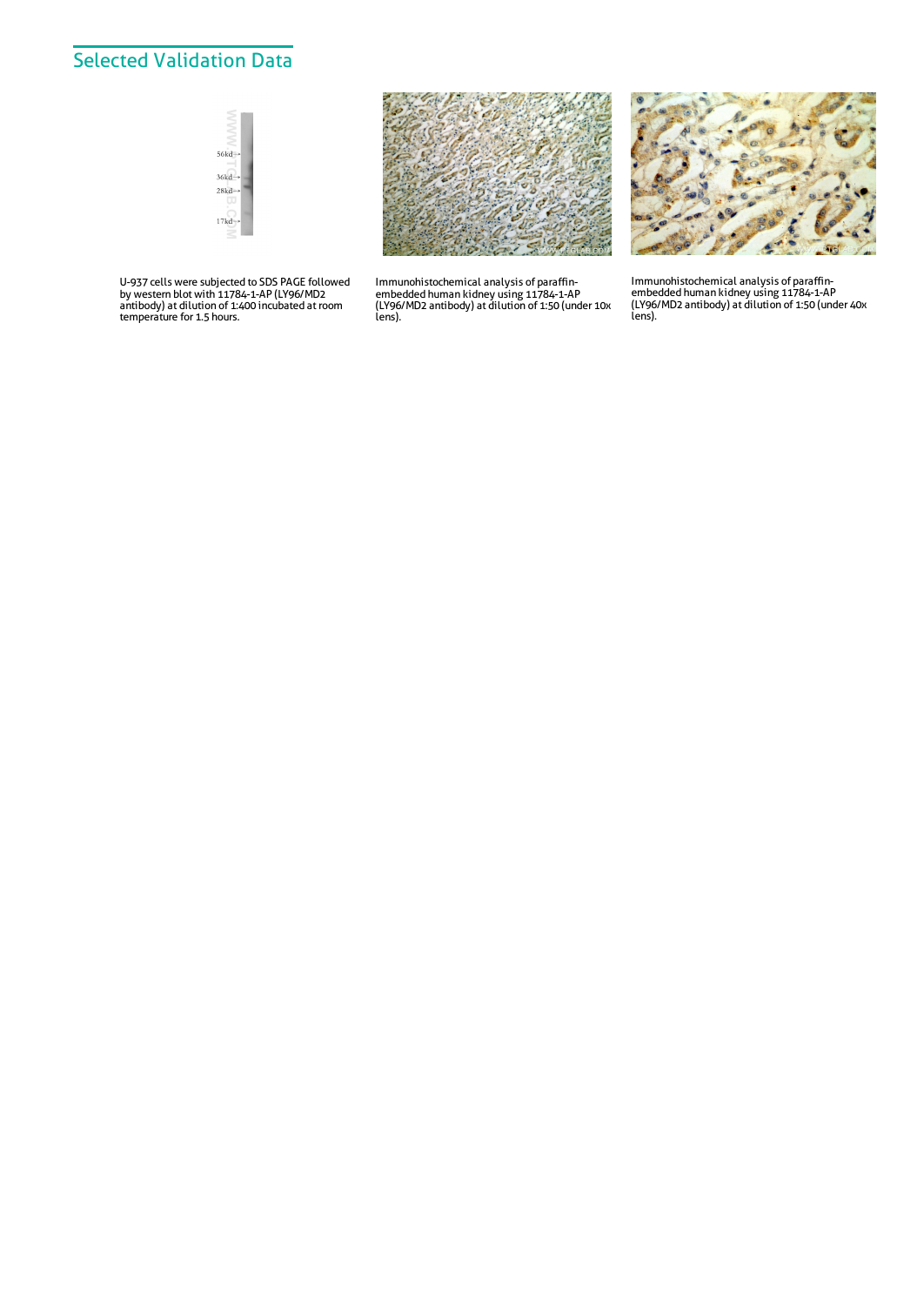## Selected Validation Data

56kd→
36kd→
28kd→
17kd→

U-937 cells were subjected to SDS PAGE followed by western blot with 11784-1-AP (LY96/MD2 antibody) at dilution of 1:400 incubated at room temperature for 1.5 hours.

Immunohistochemical analysis of paraffin-embedded human kidney using 11784-1-AP (LY96/MD2 antibody) at dilution of 1:50 (under 10x lens).

Immunohistochemical analysis of paraffin-embedded human kidney using 11784-1-AP (LY96/MD2 antibody) at dilution of 1:50 (under 40x lens).